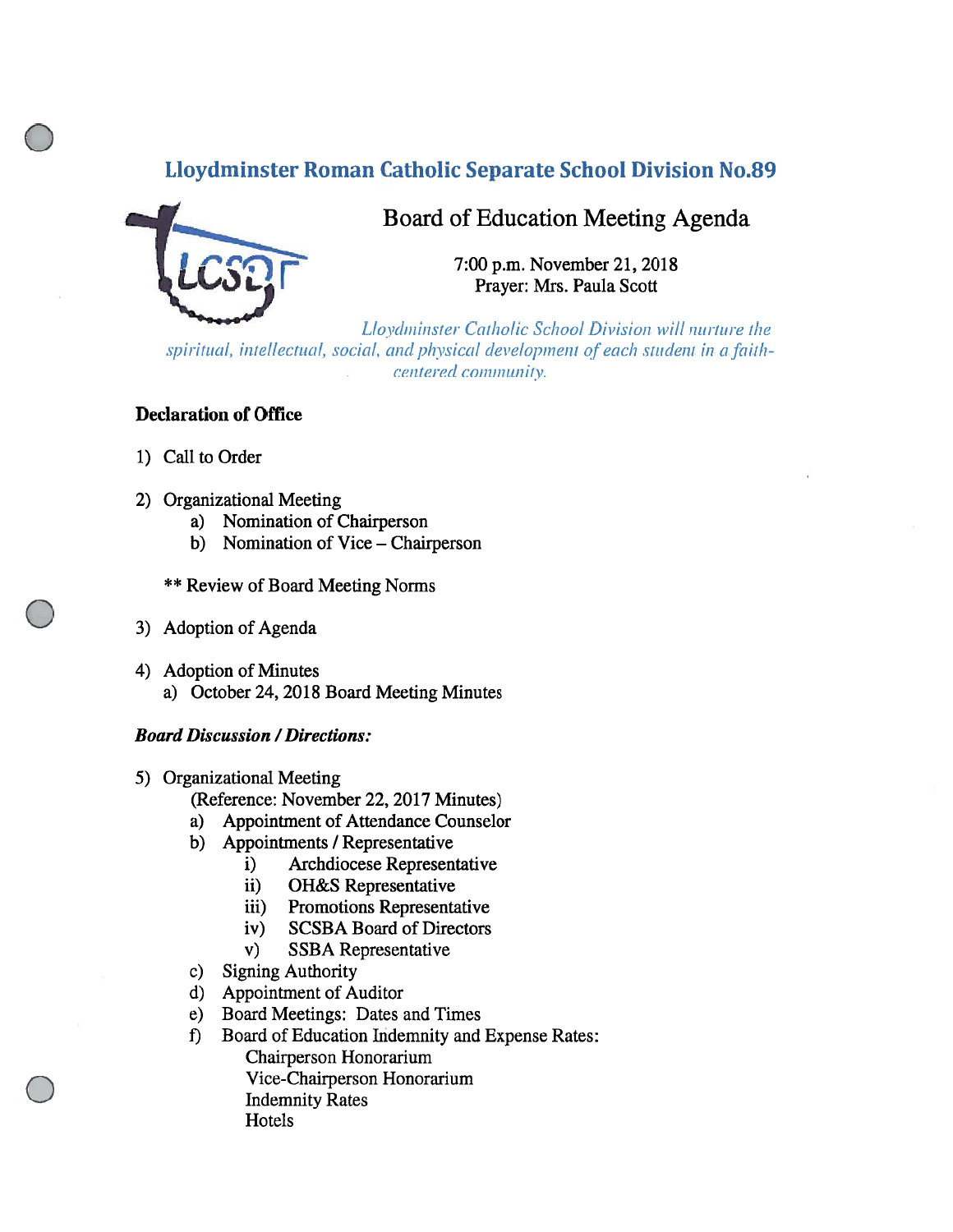# Lloydminster Roman Catholic Separate School Division No.89

## Board of Education Meeting Agenda

7:00 p.m. November 21, 2018
Prayer: Mrs. Paula Scott

*Lloydminster Catholic School Division will nurture the spiritual, intellectual, social, and physical development of each student in a faith-centered community.*

**Declaration of Office**

1) Call to Order

2) Organizational Meeting
   a) Nomination of Chairperson
   b) Nomination of Vice – Chairperson

   ** Review of Board Meeting Norms

3) Adoption of Agenda

4) Adoption of Minutes
   a) October 24, 2018 Board Meeting Minutes

***Board Discussion / Directions:***

5) Organizational Meeting
   (Reference: November 22, 2017 Minutes)
   a) Appointment of Attendance Counselor
   b) Appointments / Representative
      i) Archdiocese Representative
      ii) OH&S Representative
      iii) Promotions Representative
      iv) SCSBA Board of Directors
      v) SSBA Representative
   c) Signing Authority
   d) Appointment of Auditor
   e) Board Meetings: Dates and Times
   f) Board of Education Indemnity and Expense Rates:
      Chairperson Honorarium
      Vice-Chairperson Honorarium
      Indemnity Rates
      Hotels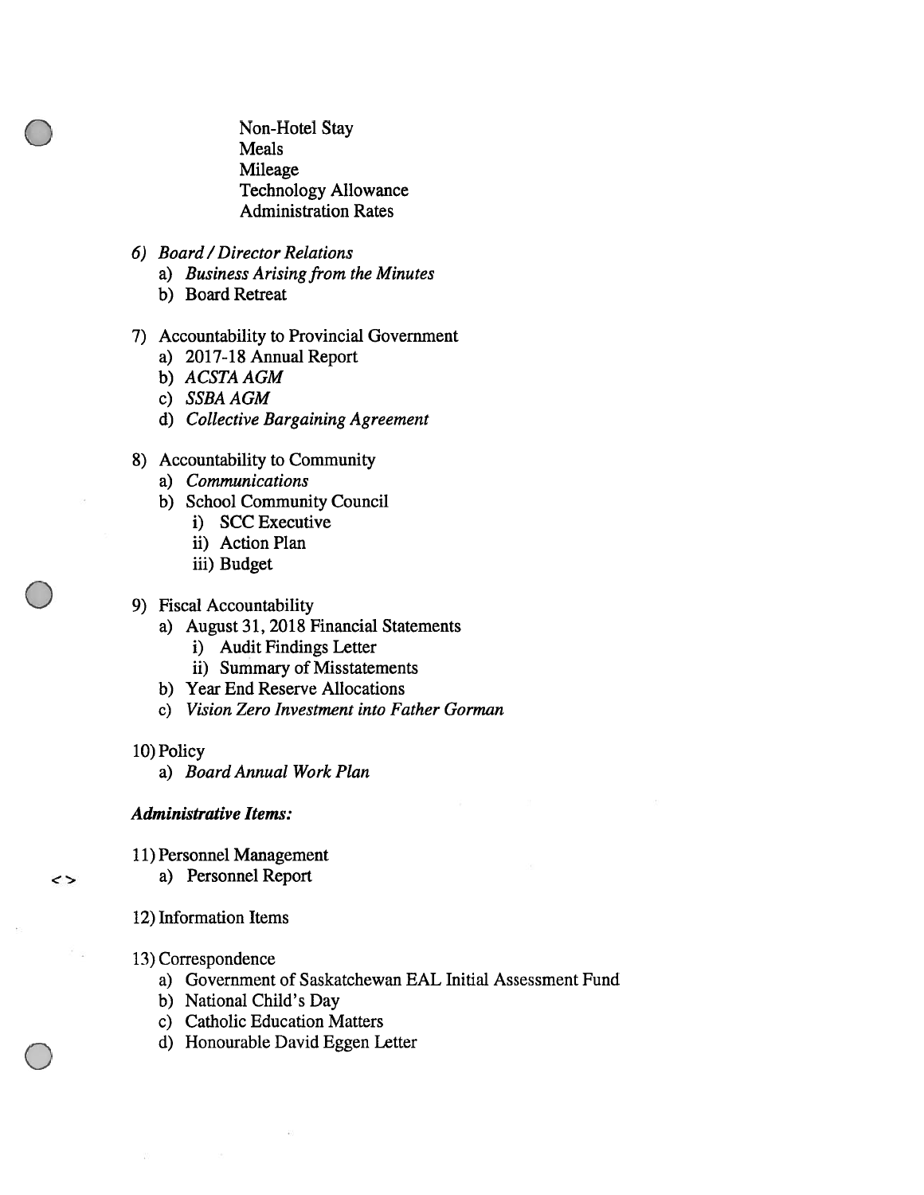Non-Hotel Stay
Meals
Mileage
Technology Allowance
Administration Rates

6) *Board / Director Relations*
   a) *Business Arising from the Minutes*
   b) Board Retreat

7) Accountability to Provincial Government
   a) 2017-18 Annual Report
   b) *ACSTA AGM*
   c) *SSBA AGM*
   d) *Collective Bargaining Agreement*

8) Accountability to Community
   a) *Communications*
   b) School Community Council
      i) SCC Executive
      ii) Action Plan
      iii) Budget

9) Fiscal Accountability
   a) August 31, 2018 Financial Statements
      i) Audit Findings Letter
      ii) Summary of Misstatements
   b) Year End Reserve Allocations
   c) *Vision Zero Investment into Father Gorman*

10) Policy
   a) *Board Annual Work Plan*

***Administrative Items:***

11) Personnel Management
   a) Personnel Report

12) Information Items

13) Correspondence
   a) Government of Saskatchewan EAL Initial Assessment Fund
   b) National Child's Day
   c) Catholic Education Matters
   d) Honourable David Eggen Letter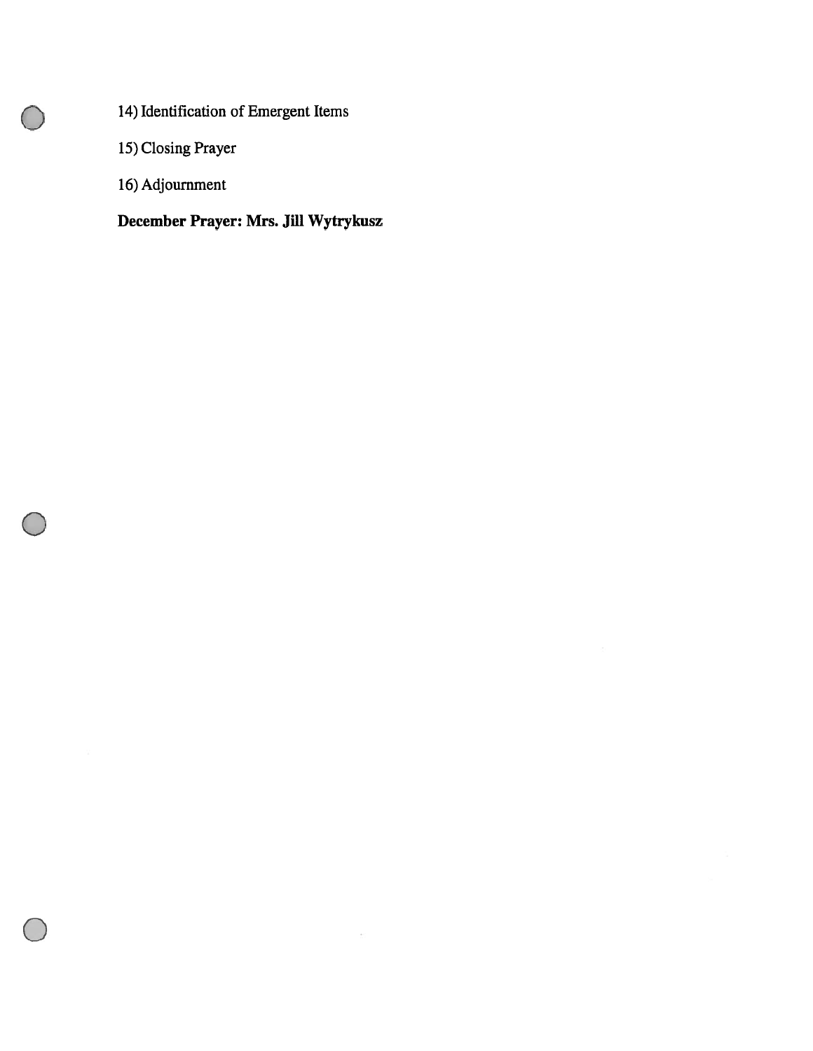14) Identification of Emergent Items

15) Closing Prayer

16) Adjournment

**December Prayer: Mrs. Jill Wytrykusz**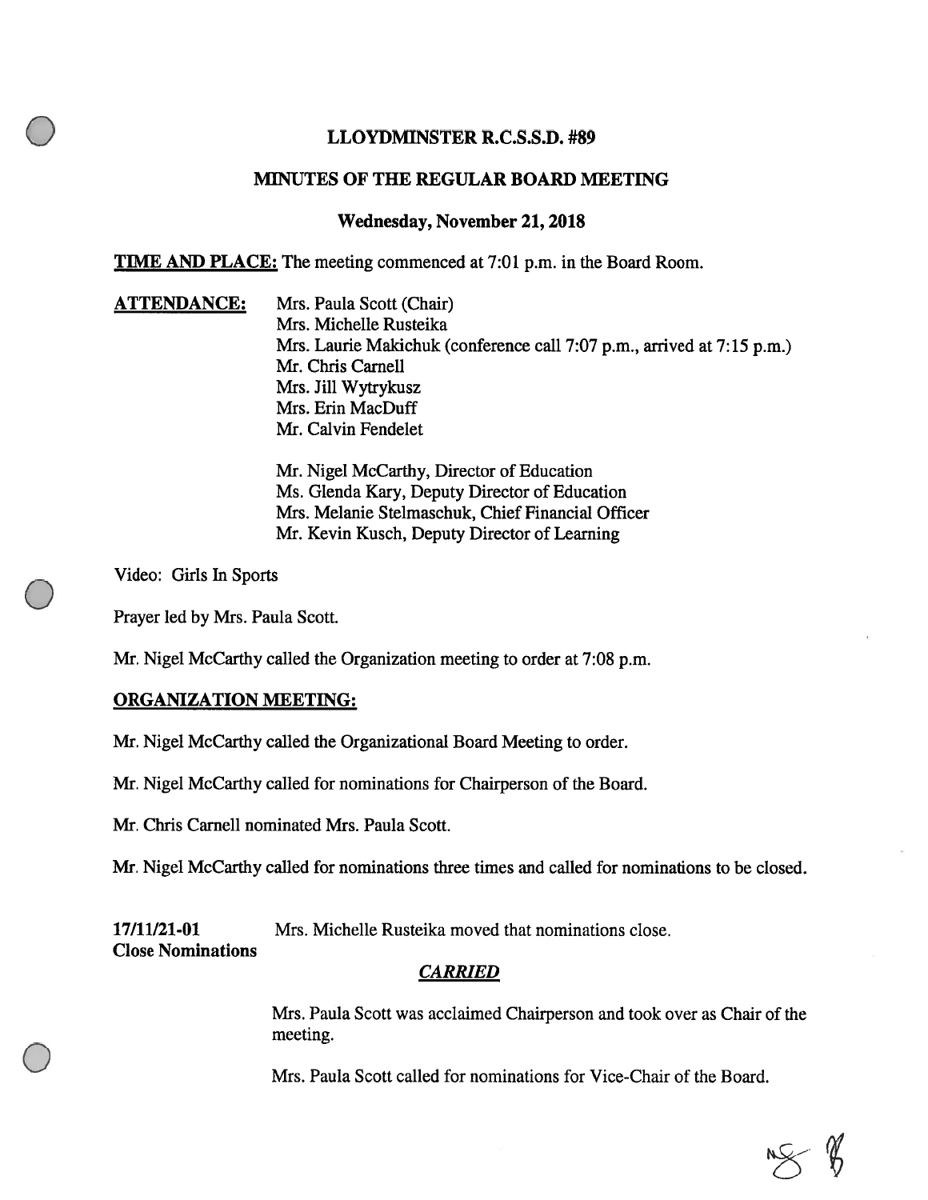# LLOYDMINSTER R.C.S.S.D. #89

## MINUTES OF THE REGULAR BOARD MEETING

### Wednesday, November 21, 2018

**TIME AND PLACE:** The meeting commenced at 7:01 p.m. in the Board Room.

**ATTENDANCE:**
Mrs. Paula Scott (Chair)
Mrs. Michelle Rusteika
Mrs. Laurie Makichuk (conference call 7:07 p.m., arrived at 7:15 p.m.)
Mr. Chris Carnell
Mrs. Jill Wytrykusz
Mrs. Erin MacDuff
Mr. Calvin Fendelet

Mr. Nigel McCarthy, Director of Education
Ms. Glenda Kary, Deputy Director of Education
Mrs. Melanie Stelmaschuk, Chief Financial Officer
Mr. Kevin Kusch, Deputy Director of Learning

Video: Girls In Sports

Prayer led by Mrs. Paula Scott.

Mr. Nigel McCarthy called the Organization meeting to order at 7:08 p.m.

**ORGANIZATION MEETING:**

Mr. Nigel McCarthy called the Organizational Board Meeting to order.

Mr. Nigel McCarthy called for nominations for Chairperson of the Board.

Mr. Chris Carnell nominated Mrs. Paula Scott.

Mr. Nigel McCarthy called for nominations three times and called for nominations to be closed.

**17/11/21-01**
**Close Nominations**

Mrs. Michelle Rusteika moved that nominations close.

***CARRIED***

Mrs. Paula Scott was acclaimed Chairperson and took over as Chair of the meeting.

Mrs. Paula Scott called for nominations for Vice-Chair of the Board.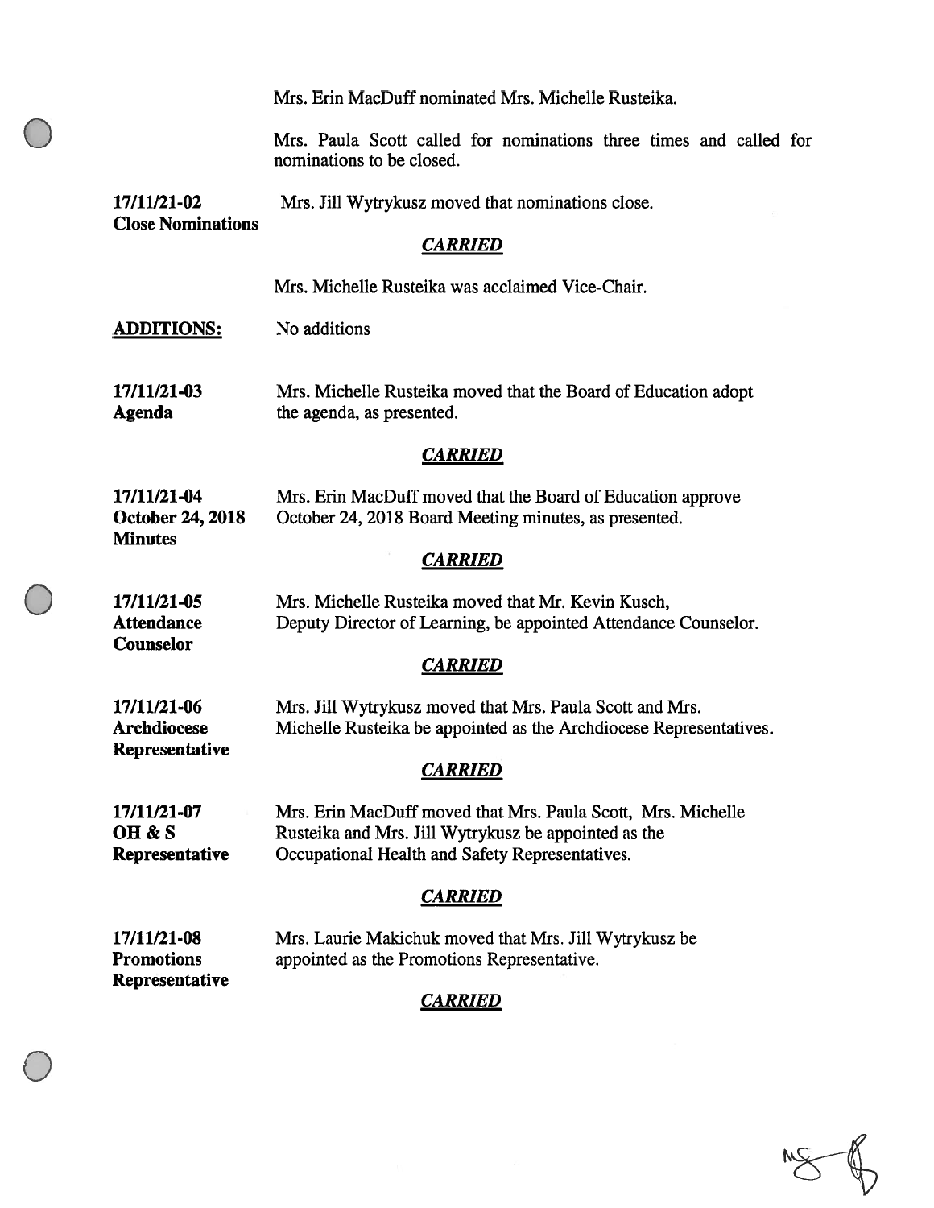Mrs. Erin MacDuff nominated Mrs. Michelle Rusteika.

Mrs. Paula Scott called for nominations three times and called for nominations to be closed.

**17/11/21-02**
**Close Nominations**

Mrs. Jill Wytrykusz moved that nominations close.

***CARRIED***

Mrs. Michelle Rusteika was acclaimed Vice-Chair.

**ADDITIONS:** No additions

**17/11/21-03**
**Agenda**

Mrs. Michelle Rusteika moved that the Board of Education adopt the agenda, as presented.

***CARRIED***

**17/11/21-04**
**October 24, 2018 Minutes**

Mrs. Erin MacDuff moved that the Board of Education approve October 24, 2018 Board Meeting minutes, as presented.

***CARRIED***

**17/11/21-05**
**Attendance Counselor**

Mrs. Michelle Rusteika moved that Mr. Kevin Kusch, Deputy Director of Learning, be appointed Attendance Counselor.

***CARRIED***

**17/11/21-06**
**Archdiocese Representative**

Mrs. Jill Wytrykusz moved that Mrs. Paula Scott and Mrs. Michelle Rusteika be appointed as the Archdiocese Representatives.

***CARRIED***

**17/11/21-07**
**OH & S Representative**

Mrs. Erin MacDuff moved that Mrs. Paula Scott, Mrs. Michelle Rusteika and Mrs. Jill Wytrykusz be appointed as the Occupational Health and Safety Representatives.

***CARRIED***

**17/11/21-08**
**Promotions Representative**

Mrs. Laurie Makichuk moved that Mrs. Jill Wytrykusz be appointed as the Promotions Representative.

***CARRIED***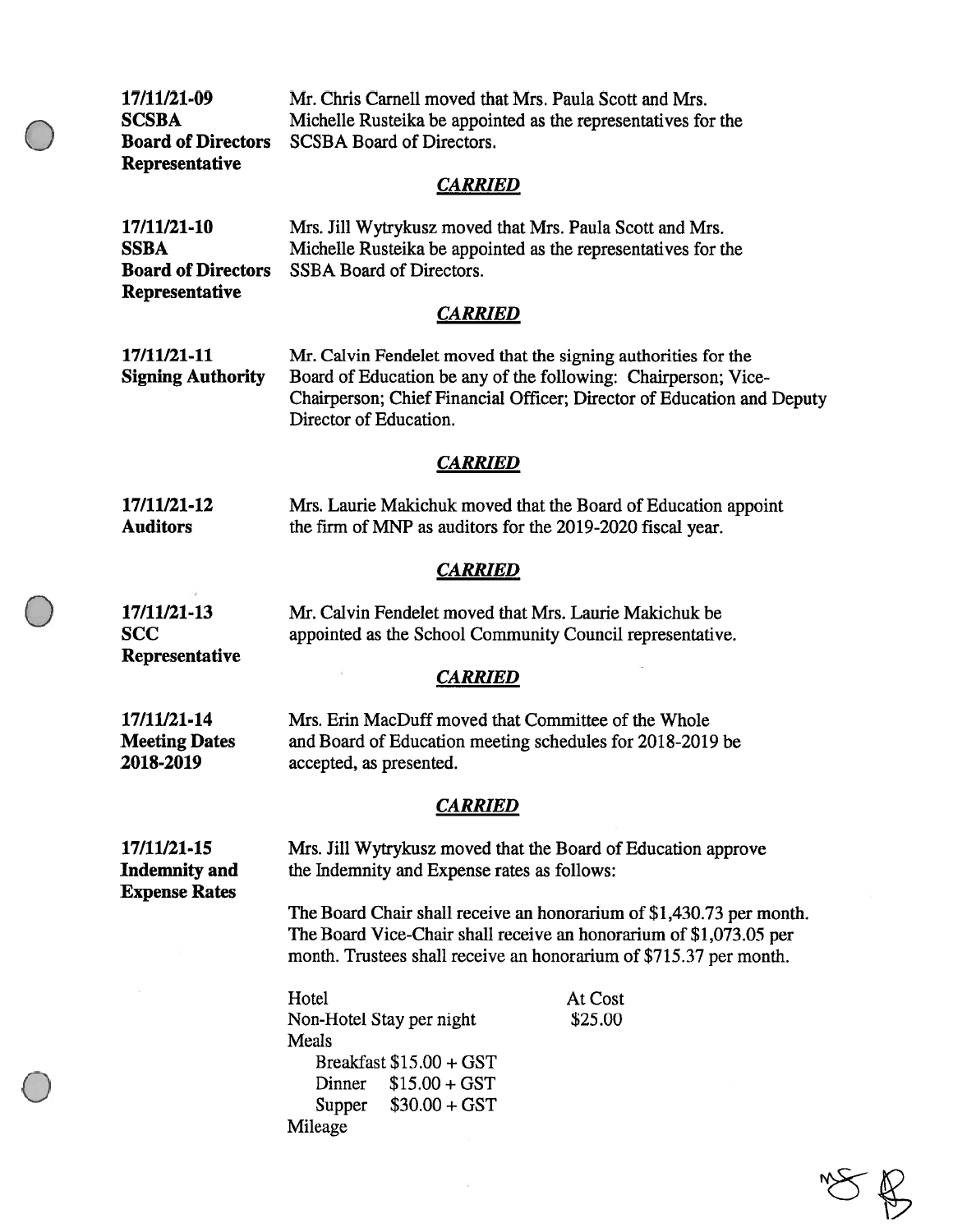**17/11/21-09**
**SCSBA**
**Board of Directors**
**Representative**

Mr. Chris Carnell moved that Mrs. Paula Scott and Mrs. Michelle Rusteika be appointed as the representatives for the SCSBA Board of Directors.

***CARRIED***

**17/11/21-10**
**SSBA**
**Board of Directors**
**Representative**

Mrs. Jill Wytrykusz moved that Mrs. Paula Scott and Mrs. Michelle Rusteika be appointed as the representatives for the SSBA Board of Directors.

***CARRIED***

**17/11/21-11**
**Signing Authority**

Mr. Calvin Fendelet moved that the signing authorities for the Board of Education be any of the following: Chairperson; Vice-Chairperson; Chief Financial Officer; Director of Education and Deputy Director of Education.

***CARRIED***

**17/11/21-12**
**Auditors**

Mrs. Laurie Makichuk moved that the Board of Education appoint the firm of MNP as auditors for the 2019-2020 fiscal year.

***CARRIED***

**17/11/21-13**
**SCC**
**Representative**

Mr. Calvin Fendelet moved that Mrs. Laurie Makichuk be appointed as the School Community Council representative.

***CARRIED***

**17/11/21-14**
**Meeting Dates**
**2018-2019**

Mrs. Erin MacDuff moved that Committee of the Whole and Board of Education meeting schedules for 2018-2019 be accepted, as presented.

***CARRIED***

**17/11/21-15**
**Indemnity and**
**Expense Rates**

Mrs. Jill Wytrykusz moved that the Board of Education approve the Indemnity and Expense rates as follows:

The Board Chair shall receive an honorarium of $1,430.73 per month. The Board Vice-Chair shall receive an honorarium of $1,073.05 per month. Trustees shall receive an honorarium of $715.37 per month.

| | |
|---|---|
| Hotel | At Cost |
| Non-Hotel Stay per night | $25.00 |
| Meals | |
| Breakfast $15.00 + GST | |
| Dinner $15.00 + GST | |
| Supper $30.00 + GST | |
| Mileage | |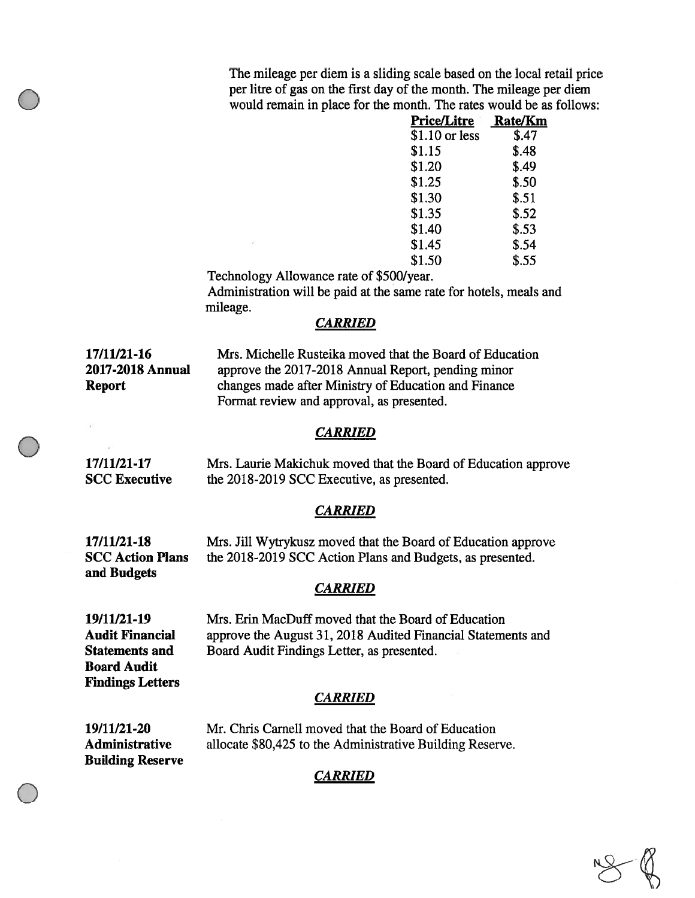The mileage per diem is a sliding scale based on the local retail price per litre of gas on the first day of the month. The mileage per diem would remain in place for the month. The rates would be as follows:

| Price/Litre | Rate/Km |
|---|---|
| $1.10 or less | $.47 |
| $1.15 | $.48 |
| $1.20 | $.49 |
| $1.25 | $.50 |
| $1.30 | $.51 |
| $1.35 | $.52 |
| $1.40 | $.53 |
| $1.45 | $.54 |
| $1.50 | $.55 |

Technology Allowance rate of $500/year.

Administration will be paid at the same rate for hotels, meals and mileage.

***CARRIED***

**17/11/21-16**
**2017-2018 Annual Report**

Mrs. Michelle Rusteika moved that the Board of Education approve the 2017-2018 Annual Report, pending minor changes made after Ministry of Education and Finance Format review and approval, as presented.

***CARRIED***

**17/11/21-17**
**SCC Executive**

Mrs. Laurie Makichuk moved that the Board of Education approve the 2018-2019 SCC Executive, as presented.

***CARRIED***

**17/11/21-18**
**SCC Action Plans and Budgets**

Mrs. Jill Wytrykusz moved that the Board of Education approve the 2018-2019 SCC Action Plans and Budgets, as presented.

***CARRIED***

**19/11/21-19**
**Audit Financial Statements and Board Audit Findings Letters**

Mrs. Erin MacDuff moved that the Board of Education approve the August 31, 2018 Audited Financial Statements and Board Audit Findings Letter, as presented.

***CARRIED***

**19/11/21-20**
**Administrative Building Reserve**

Mr. Chris Carnell moved that the Board of Education allocate $80,425 to the Administrative Building Reserve.

***CARRIED***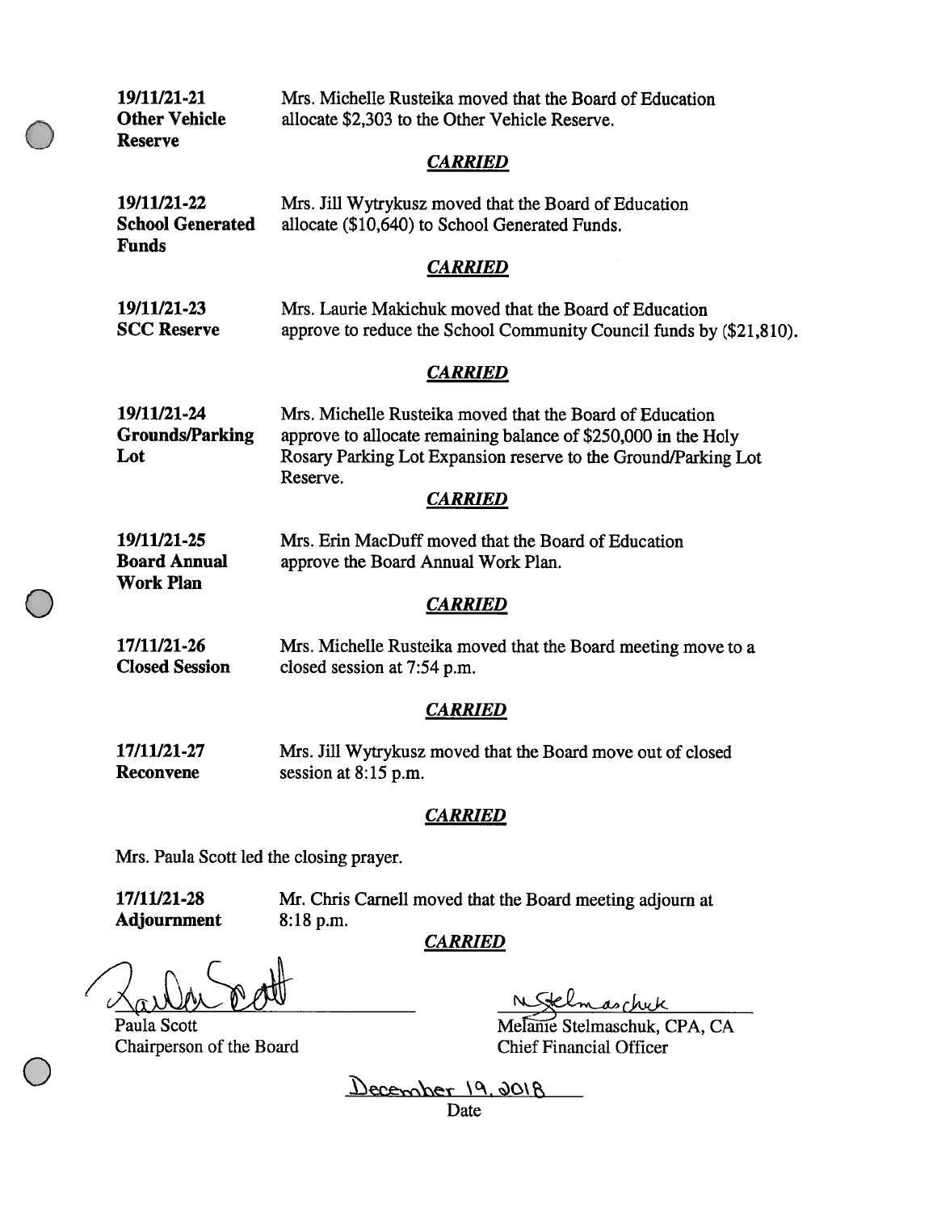**19/11/21-21**
**Other Vehicle Reserve**

Mrs. Michelle Rusteika moved that the Board of Education allocate $2,303 to the Other Vehicle Reserve.

***CARRIED***

**19/11/21-22**
**School Generated Funds**

Mrs. Jill Wytrykusz moved that the Board of Education allocate ($10,640) to School Generated Funds.

***CARRIED***

**19/11/21-23**
**SCC Reserve**

Mrs. Laurie Makichuk moved that the Board of Education approve to reduce the School Community Council funds by ($21,810).

***CARRIED***

**19/11/21-24**
**Grounds/Parking Lot**

Mrs. Michelle Rusteika moved that the Board of Education approve to allocate remaining balance of $250,000 in the Holy Rosary Parking Lot Expansion reserve to the Ground/Parking Lot Reserve.

***CARRIED***

**19/11/21-25**
**Board Annual Work Plan**

Mrs. Erin MacDuff moved that the Board of Education approve the Board Annual Work Plan.

***CARRIED***

**17/11/21-26**
**Closed Session**

Mrs. Michelle Rusteika moved that the Board meeting move to a closed session at 7:54 p.m.

***CARRIED***

**17/11/21-27**
**Reconvene**

Mrs. Jill Wytrykusz moved that the Board move out of closed session at 8:15 p.m.

***CARRIED***

Mrs. Paula Scott led the closing prayer.

**17/11/21-28**
**Adjournment**

Mr. Chris Carnell moved that the Board meeting adjourn at 8:18 p.m.

***CARRIED***

Paula Scott
Chairperson of the Board

Melanie Stelmaschuk, CPA, CA
Chief Financial Officer

December 19, 2018
Date